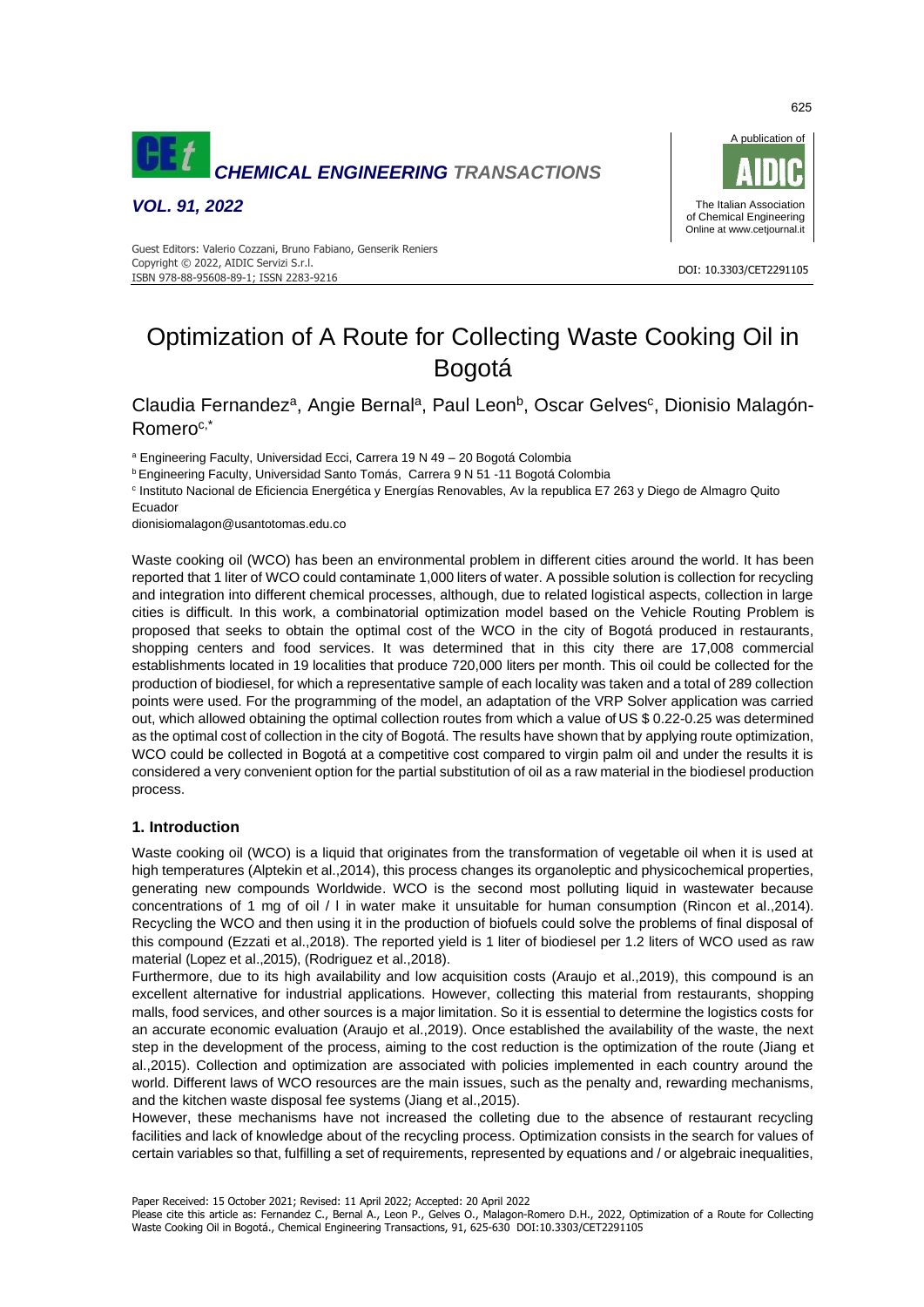# Optimization of A Route for Collecting Waste Cooking Oil in Bogotá

Claudia Fernandez[a], Angie Bernal[a], Paul Leon[b], Oscar Gelves[c], Dionisio Malagón-Romero[c,*]

[a] Engineering Faculty, Universidad Ecci, Carrera 19 N 49 – 20 Bogotá Colombia

[b] Engineering Faculty, Universidad Santo Tomás, Carrera 9 N 51 -11 Bogotá Colombia

[c] Instituto Nacional de Eficiencia Energética y Energías Renovables, Av la republica E7 263 y Diego de Almagro Quito Ecuador

dionisiomalagon@usantotomas.edu.co

Waste cooking oil (WCO) has been an environmental problem in different cities around the world. It has been reported that 1 liter of WCO could contaminate 1,000 liters of water. A possible solution is collection for recycling and integration into different chemical processes, although, due to related logistical aspects, collection in large cities is difficult. In this work, a combinatorial optimization model based on the Vehicle Routing Problem is proposed that seeks to obtain the optimal cost of the WCO in the city of Bogotá produced in restaurants, shopping centers and food services. It was determined that in this city there are 17,008 commercial establishments located in 19 localities that produce 720,000 liters per month. This oil could be collected for the production of biodiesel, for which a representative sample of each locality was taken and a total of 289 collection points were used. For the programming of the model, an adaptation of the VRP Solver application was carried out, which allowed obtaining the optimal collection routes from which a value of US $ 0.22-0.25 was determined as the optimal cost of collection in the city of Bogotá. The results have shown that by applying route optimization, WCO could be collected in Bogotá at a competitive cost compared to virgin palm oil and under the results it is considered a very convenient option for the partial substitution of oil as a raw material in the biodiesel production process.

## 1. Introduction

Waste cooking oil (WCO) is a liquid that originates from the transformation of vegetable oil when it is used at high temperatures (Alptekin et al.,2014), this process changes its organoleptic and physicochemical properties, generating new compounds Worldwide. WCO is the second most polluting liquid in wastewater because concentrations of 1 mg of oil / l in water make it unsuitable for human consumption (Rincon et al.,2014). Recycling the WCO and then using it in the production of biofuels could solve the problems of final disposal of this compound (Ezzati et al.,2018). The reported yield is 1 liter of biodiesel per 1.2 liters of WCO used as raw material (Lopez et al.,2015), (Rodriguez et al.,2018).

Furthermore, due to its high availability and low acquisition costs (Araujo et al.,2019), this compound is an excellent alternative for industrial applications. However, collecting this material from restaurants, shopping malls, food services, and other sources is a major limitation. So it is essential to determine the logistics costs for an accurate economic evaluation (Araujo et al.,2019). Once established the availability of the waste, the next step in the development of the process, aiming to the cost reduction is the optimization of the route (Jiang et al.,2015). Collection and optimization are associated with policies implemented in each country around the world. Different laws of WCO resources are the main issues, such as the penalty and, rewarding mechanisms, and the kitchen waste disposal fee systems (Jiang et al.,2015).

However, these mechanisms have not increased the colleting due to the absence of restaurant recycling facilities and lack of knowledge about of the recycling process. Optimization consists in the search for values of certain variables so that, fulfilling a set of requirements, represented by equations and / or algebraic inequalities,

Paper Received: 15 October 2021; Revised: 11 April 2022; Accepted: 20 April 2022

Please cite this article as: Fernandez C., Bernal A., Leon P., Gelves O., Malagon-Romero D.H., 2022, Optimization of a Route for Collecting Waste Cooking Oil in Bogotá., Chemical Engineering Transactions, 91, 625-630 DOI:10.3303/CET2291105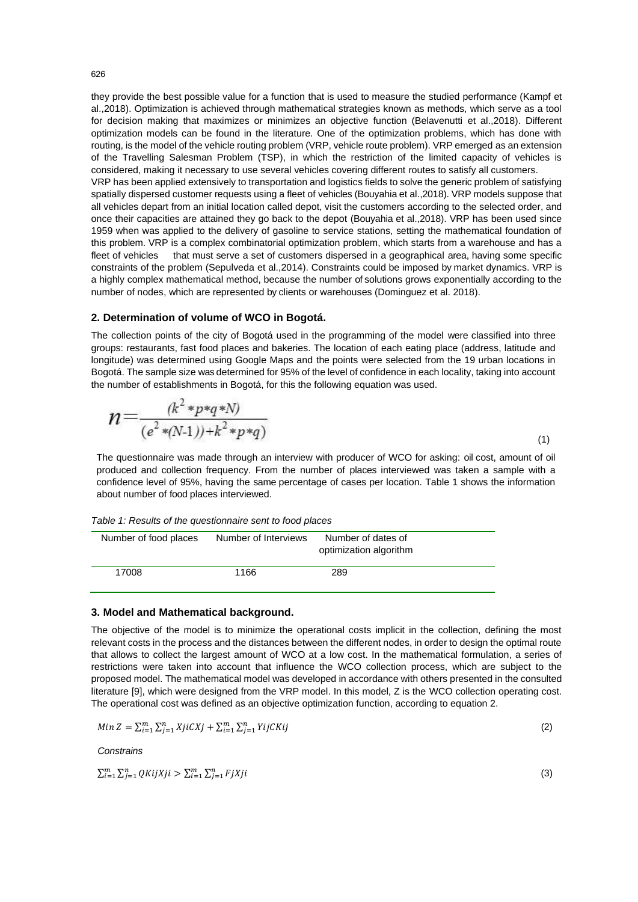they provide the best possible value for a function that is used to measure the studied performance (Kampf et al.,2018). Optimization is achieved through mathematical strategies known as methods, which serve as a tool for decision making that maximizes or minimizes an objective function (Belavenutti et al.,2018). Different optimization models can be found in the literature. One of the optimization problems, which has done with routing, is the model of the vehicle routing problem (VRP, vehicle route problem). VRP emerged as an extension of the Travelling Salesman Problem (TSP), in which the restriction of the limited capacity of vehicles is considered, making it necessary to use several vehicles covering different routes to satisfy all customers.

VRP has been applied extensively to transportation and logistics fields to solve the generic problem of satisfying spatially dispersed customer requests using a fleet of vehicles (Bouyahia et al.,2018). VRP models suppose that all vehicles depart from an initial location called depot, visit the customers according to the selected order, and once their capacities are attained they go back to the depot (Bouyahia et al.,2018). VRP has been used since 1959 when was applied to the delivery of gasoline to service stations, setting the mathematical foundation of this problem. VRP is a complex combinatorial optimization problem, which starts from a warehouse and has a fleet of vehicles that must serve a set of customers dispersed in a geographical area, having some specific constraints of the problem (Sepulveda et al.,2014). Constraints could be imposed by market dynamics. VRP is a highly complex mathematical method, because the number of solutions grows exponentially according to the number of nodes, which are represented by clients or warehouses (Dominguez et al. 2018).

## 2. Determination of volume of WCO in Bogotá.

The collection points of the city of Bogotá used in the programming of the model were classified into three groups: restaurants, fast food places and bakeries. The location of each eating place (address, latitude and longitude) was determined using Google Maps and the points were selected from the 19 urban locations in Bogotá. The sample size was determined for 95% of the level of confidence in each locality, taking into account the number of establishments in Bogotá, for this the following equation was used.

$$n = \frac{(k^2 * p * q * N)}{(e^2 * (N-1)) + k^2 * p * q)} \tag{1}$$

The questionnaire was made through an interview with producer of WCO for asking: oil cost, amount of oil produced and collection frequency. From the number of places interviewed was taken a sample with a confidence level of 95%, having the same percentage of cases per location. Table 1 shows the information about number of food places interviewed.

*Table 1: Results of the questionnaire sent to food places*

| Number of food places | Number of Interviews | Number of dates of optimization algorithm |
| --- | --- | --- |
| 17008 | 1166 | 289 |

## 3. Model and Mathematical background.

The objective of the model is to minimize the operational costs implicit in the collection, defining the most relevant costs in the process and the distances between the different nodes, in order to design the optimal route that allows to collect the largest amount of WCO at a low cost. In the mathematical formulation, a series of restrictions were taken into account that influence the WCO collection process, which are subject to the proposed model. The mathematical model was developed in accordance with others presented in the consulted literature [9], which were designed from the VRP model. In this model, Z is the WCO collection operating cost. The operational cost was defined as an objective optimization function, according to equation 2.

$$Min\ Z = \sum_{i=1}^{m}\sum_{j=1}^{n} XjiCXj + \sum_{i=1}^{m}\sum_{j=1}^{n} YijCKij \tag{2}$$

*Constrains*

$$\sum_{i=1}^{m}\sum_{j=1}^{n} QKijXji > \sum_{i=1}^{m}\sum_{j=1}^{n} FjXji \tag{3}$$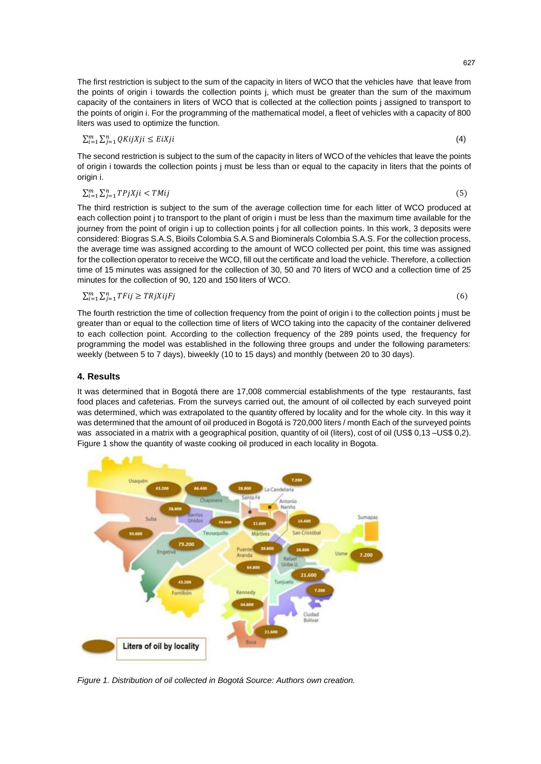The first restriction is subject to the sum of the capacity in liters of WCO that the vehicles have that leave from the points of origin i towards the collection points j, which must be greater than the sum of the maximum capacity of the containers in liters of WCO that is collected at the collection points j assigned to transport to the points of origin i. For the programming of the mathematical model, a fleet of vehicles with a capacity of 800 liters was used to optimize the function.

$$\sum_{i=1}^{m}\sum_{j=1}^{n} QKijXji \leq EiXji \tag{4}$$

The second restriction is subject to the sum of the capacity in liters of WCO of the vehicles that leave the points of origin i towards the collection points j must be less than or equal to the capacity in liters that the points of origin i.

$$\sum_{i=1}^{m}\sum_{j=1}^{n} TPjXji < TMij \tag{5}$$

The third restriction is subject to the sum of the average collection time for each litter of WCO produced at each collection point j to transport to the plant of origin i must be less than the maximum time available for the journey from the point of origin i up to collection points j for all collection points. In this work, 3 deposits were considered: Biogras S.A.S, Bioils Colombia S.A.S and Biominerals Colombia S.A.S. For the collection process, the average time was assigned according to the amount of WCO collected per point, this time was assigned for the collection operator to receive the WCO, fill out the certificate and load the vehicle. Therefore, a collection time of 15 minutes was assigned for the collection of 30, 50 and 70 liters of WCO and a collection time of 25 minutes for the collection of 90, 120 and 150 liters of WCO.

$$\sum_{i=1}^{m}\sum_{j=1}^{n} TFij \geq TRjXijFj \tag{6}$$

The fourth restriction the time of collection frequency from the point of origin i to the collection points j must be greater than or equal to the collection time of liters of WCO taking into the capacity of the container delivered to each collection point. According to the collection frequency of the 289 points used, the frequency for programming the model was established in the following three groups and under the following parameters: weekly (between 5 to 7 days), biweekly (10 to 15 days) and monthly (between 20 to 30 days).

## 4. Results

It was determined that in Bogotá there are 17,008 commercial establishments of the type restaurants, fast food places and cafeterias. From the surveys carried out, the amount of oil collected by each surveyed point was determined, which was extrapolated to the quantity offered by locality and for the whole city. In this way it was determined that the amount of oil produced in Bogotá is 720,000 liters / month Each of the surveyed points was associated in a matrix with a geographical position, quantity of oil (liters), cost of oil (US$ 0,13 –US$ 0,2). Figure 1 show the quantity of waste cooking oil produced in each locality in Bogota.

*Figure 1. Distribution of oil collected in Bogotá Source: Authors own creation.*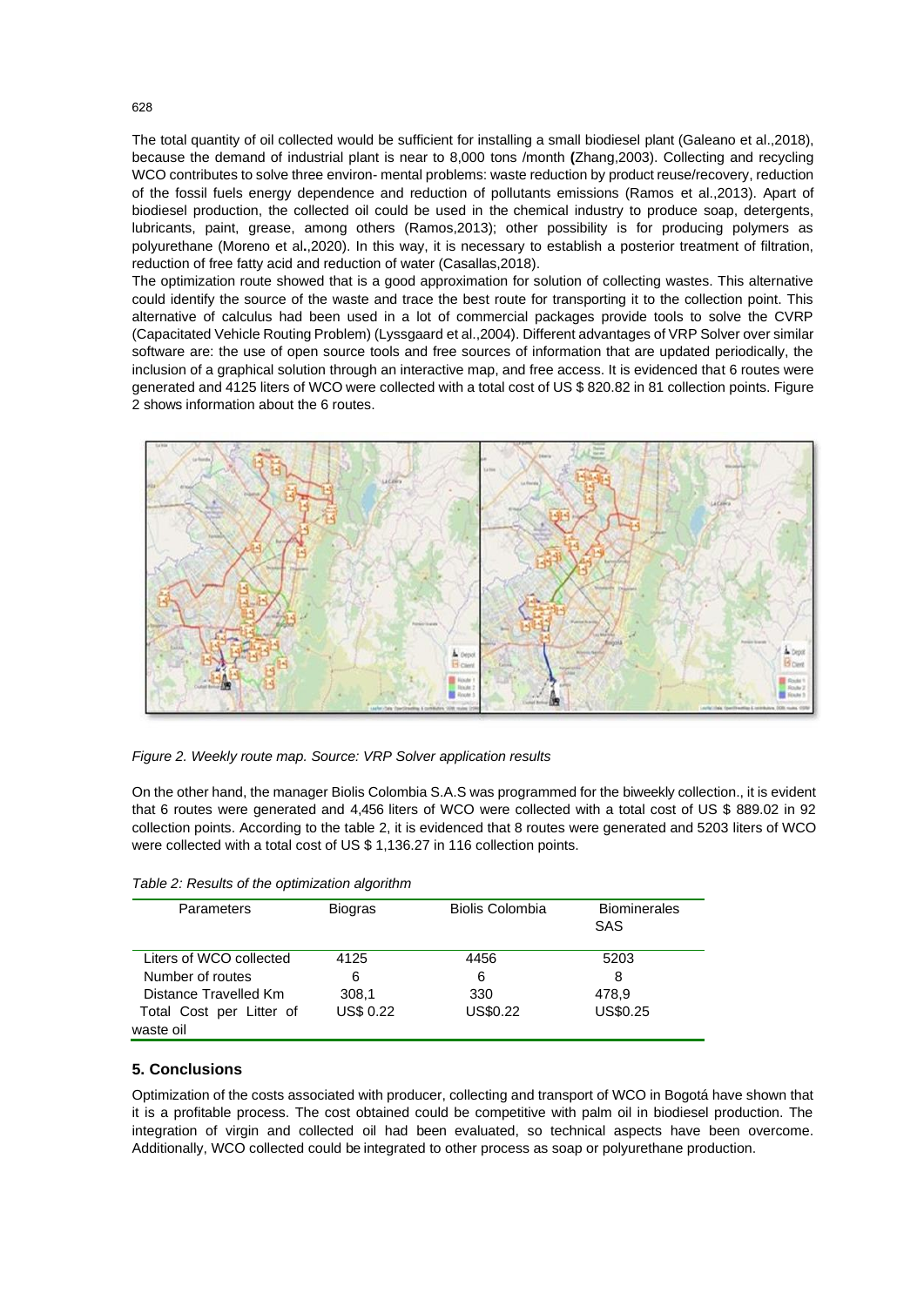The total quantity of oil collected would be sufficient for installing a small biodiesel plant (Galeano et al.,2018), because the demand of industrial plant is near to 8,000 tons /month **(**Zhang,2003). Collecting and recycling WCO contributes to solve three environ- mental problems: waste reduction by product reuse/recovery, reduction of the fossil fuels energy dependence and reduction of pollutants emissions (Ramos et al.,2013). Apart of biodiesel production, the collected oil could be used in the chemical industry to produce soap, detergents, lubricants, paint, grease, among others (Ramos,2013); other possibility is for producing polymers as polyurethane (Moreno et al**.**,2020). In this way, it is necessary to establish a posterior treatment of filtration, reduction of free fatty acid and reduction of water (Casallas,2018).

The optimization route showed that is a good approximation for solution of collecting wastes. This alternative could identify the source of the waste and trace the best route for transporting it to the collection point. This alternative of calculus had been used in a lot of commercial packages provide tools to solve the CVRP (Capacitated Vehicle Routing Problem) (Lyssgaard et al.,2004). Different advantages of VRP Solver over similar software are: the use of open source tools and free sources of information that are updated periodically, the inclusion of a graphical solution through an interactive map, and free access. It is evidenced that 6 routes were generated and 4125 liters of WCO were collected with a total cost of US $ 820.82 in 81 collection points. Figure 2 shows information about the 6 routes.

*Figure 2. Weekly route map. Source: VRP Solver application results*

On the other hand, the manager Biolis Colombia S.A.S was programmed for the biweekly collection., it is evident that 6 routes were generated and 4,456 liters of WCO were collected with a total cost of US $ 889.02 in 92 collection points. According to the table 2, it is evidenced that 8 routes were generated and 5203 liters of WCO were collected with a total cost of US $ 1,136.27 in 116 collection points.

*Table 2: Results of the optimization algorithm*

| Parameters | Biogras | Biolis Colombia | Biominerales SAS |
|---|---|---|---|
| Liters of WCO collected | 4125 | 4456 | 5203 |
| Number of routes | 6 | 6 | 8 |
| Distance Travelled Km | 308,1 | 330 | 478,9 |
| Total Cost per Litter of waste oil | US$ 0.22 | US$0.22 | US$0.25 |

## 5. Conclusions

Optimization of the costs associated with producer, collecting and transport of WCO in Bogotá have shown that it is a profitable process. The cost obtained could be competitive with palm oil in biodiesel production. The integration of virgin and collected oil had been evaluated, so technical aspects have been overcome. Additionally, WCO collected could be integrated to other process as soap or polyurethane production.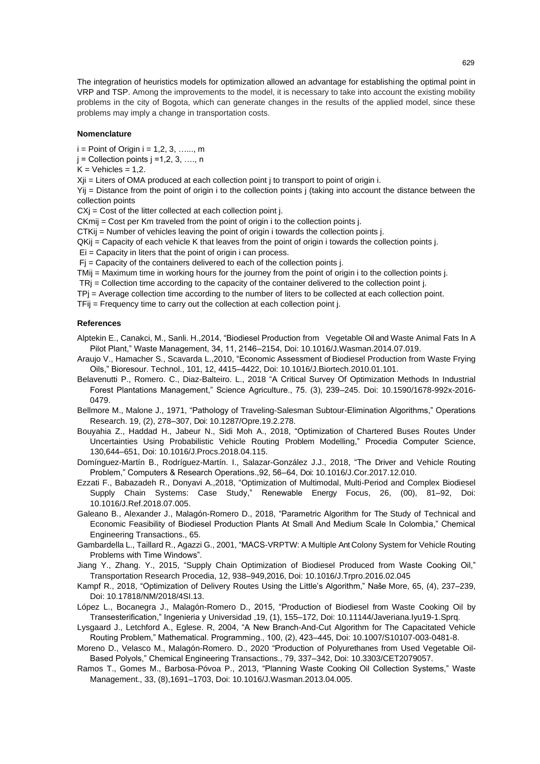The integration of heuristics models for optimization allowed an advantage for establishing the optimal point in VRP and TSP. Among the improvements to the model, it is necessary to take into account the existing mobility problems in the city of Bogota, which can generate changes in the results of the applied model, since these problems may imply a change in transportation costs.

## Nomenclature

i = Point of Origin i = 1,2, 3, ….., m

j = Collection points j =1,2, 3, …., n

K = Vehicles = 1,2.

Xji = Liters of OMA produced at each collection point j to transport to point of origin i.

Yij = Distance from the point of origin i to the collection points j (taking into account the distance between the collection points

CXj = Cost of the litter collected at each collection point j.

CKmij = Cost per Km traveled from the point of origin i to the collection points j.

CTKij = Number of vehicles leaving the point of origin i towards the collection points j.

QKij = Capacity of each vehicle K that leaves from the point of origin i towards the collection points j.

Ei = Capacity in liters that the point of origin i can process.

Fj = Capacity of the containers delivered to each of the collection points j.

TMij = Maximum time in working hours for the journey from the point of origin i to the collection points j.

TRj = Collection time according to the capacity of the container delivered to the collection point j.

TPj = Average collection time according to the number of liters to be collected at each collection point.

TFij = Frequency time to carry out the collection at each collection point j.

## References

Alptekin E., Canakci, M., Sanli. H.,2014, "Biodiesel Production from Vegetable Oil and Waste Animal Fats In A Pilot Plant," Waste Management, 34, 11, 2146–2154, Doi: 10.1016/J.Wasman.2014.07.019.

Araujo V., Hamacher S., Scavarda L.,2010, "Economic Assessment of Biodiesel Production from Waste Frying Oils," Bioresour. Technol., 101, 12, 4415–4422, Doi: 10.1016/J.Biortech.2010.01.101.

Belavenutti P., Romero. C., Diaz-Balteiro. L., 2018 "A Critical Survey Of Optimization Methods In Industrial Forest Plantations Management," Science Agriculture., 75. (3), 239–245. Doi: 10.1590/1678-992x-2016-0479.

Bellmore M., Malone J., 1971, "Pathology of Traveling-Salesman Subtour-Elimination Algorithms," Operations Research. 19, (2), 278–307, Doi: 10.1287/Opre.19.2.278.

Bouyahia Z., Haddad H., Jabeur N., Sidi Moh A., 2018, "Optimization of Chartered Buses Routes Under Uncertainties Using Probabilistic Vehicle Routing Problem Modelling," Procedia Computer Science, 130,644–651, Doi: 10.1016/J.Procs.2018.04.115.

Domínguez-Martín B., Rodríguez-Martín. I., Salazar-González J.J., 2018, "The Driver and Vehicle Routing Problem," Computers & Research Operations.,92, 56–64, Doi: 10.1016/J.Cor.2017.12.010.

Ezzati F., Babazadeh R., Donyavi A.,2018, "Optimization of Multimodal, Multi-Period and Complex Biodiesel Supply Chain Systems: Case Study," Renewable Energy Focus, 26, (00), 81–92, Doi: 10.1016/J.Ref.2018.07.005.

Galeano B., Alexander J., Malagón-Romero D., 2018, "Parametric Algorithm for The Study of Technical and Economic Feasibility of Biodiesel Production Plants At Small And Medium Scale In Colombia," Chemical Engineering Transactions., 65.

Gambardella L., Taillard R., Agazzi G., 2001, "MACS-VRPTW: A Multiple Ant Colony System for Vehicle Routing Problems with Time Windows".

Jiang Y., Zhang. Y., 2015, "Supply Chain Optimization of Biodiesel Produced from Waste Cooking Oil," Transportation Research Procedia, 12, 938–949,2016, Doi: 10.1016/J.Trpro.2016.02.045

Kampf R., 2018, "Optimization of Delivery Routes Using the Little's Algorithm," Naše More, 65, (4), 237–239, Doi: 10.17818/NM/2018/4SI.13.

López L., Bocanegra J., Malagón-Romero D., 2015, "Production of Biodiesel from Waste Cooking Oil by Transesterification," Ingenieria y Universidad ,19, (1), 155–172, Doi: 10.11144/Javeriana.Iyu19-1.Sprq.

Lysgaard J., Letchford A., Eglese. R, 2004, "A New Branch-And-Cut Algorithm for The Capacitated Vehicle Routing Problem," Mathematical. Programming., 100, (2), 423–445, Doi: 10.1007/S10107-003-0481-8.

Moreno D., Velasco M., Malagón-Romero. D., 2020 "Production of Polyurethanes from Used Vegetable Oil-Based Polyols," Chemical Engineering Transactions., 79, 337–342, Doi: 10.3303/CET2079057.

Ramos T., Gomes M., Barbosa-Póvoa P., 2013, "Planning Waste Cooking Oil Collection Systems," Waste Management., 33, (8),1691–1703, Doi: 10.1016/J.Wasman.2013.04.005.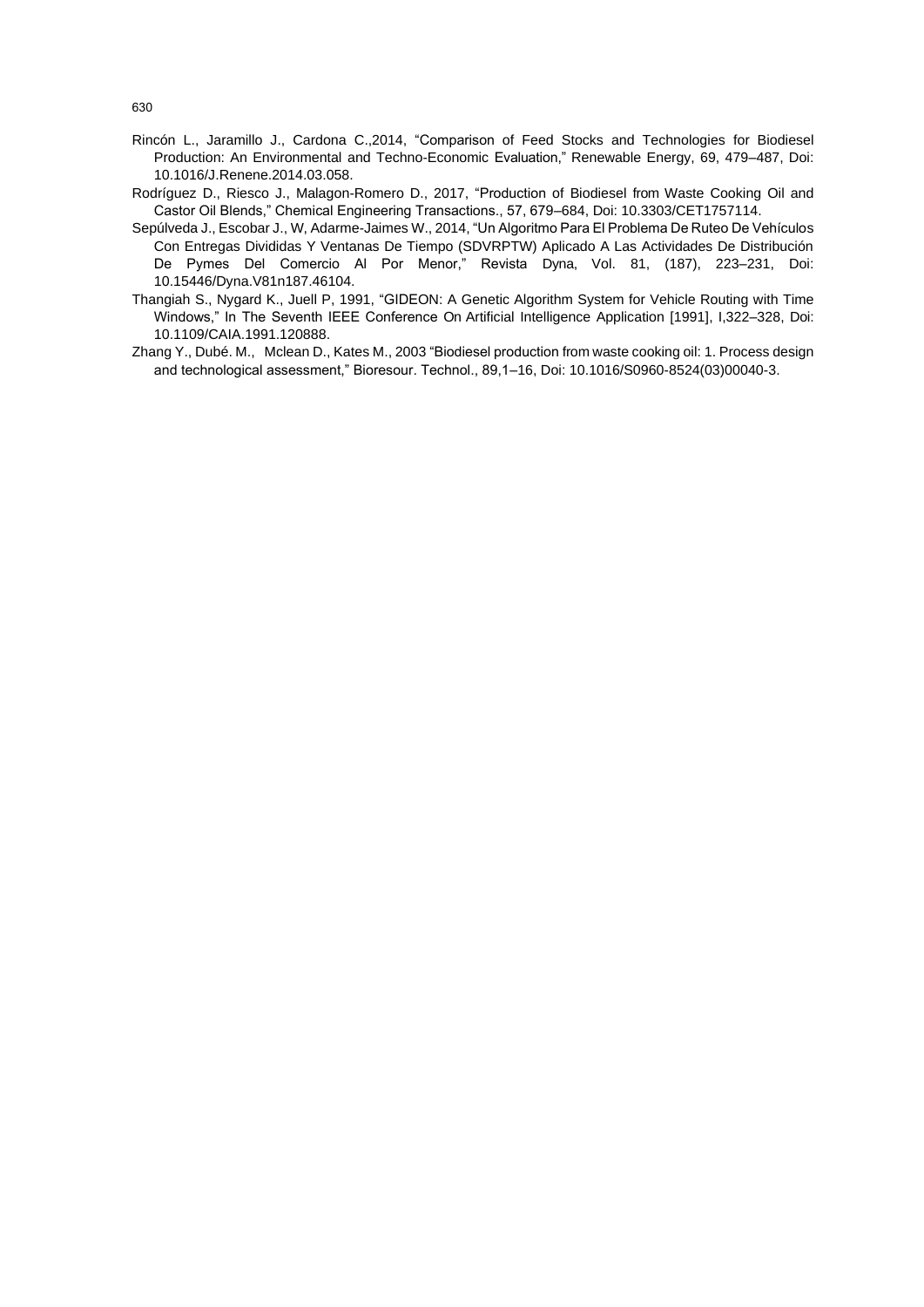Rincón L., Jaramillo J., Cardona C.,2014, "Comparison of Feed Stocks and Technologies for Biodiesel Production: An Environmental and Techno-Economic Evaluation," Renewable Energy, 69, 479–487, Doi: 10.1016/J.Renene.2014.03.058.

Rodríguez D., Riesco J., Malagon-Romero D., 2017, "Production of Biodiesel from Waste Cooking Oil and Castor Oil Blends," Chemical Engineering Transactions., 57, 679–684, Doi: 10.3303/CET1757114.

Sepúlveda J., Escobar J., W, Adarme-Jaimes W., 2014, "Un Algoritmo Para El Problema De Ruteo De Vehículos Con Entregas Divididas Y Ventanas De Tiempo (SDVRPTW) Aplicado A Las Actividades De Distribución De Pymes Del Comercio Al Por Menor," Revista Dyna, Vol. 81, (187), 223–231, Doi: 10.15446/Dyna.V81n187.46104.

Thangiah S., Nygard K., Juell P, 1991, "GIDEON: A Genetic Algorithm System for Vehicle Routing with Time Windows," In The Seventh IEEE Conference On Artificial Intelligence Application [1991], I,322–328, Doi: 10.1109/CAIA.1991.120888.

Zhang Y., Dubé. M., Mclean D., Kates M., 2003 "Biodiesel production from waste cooking oil: 1. Process design and technological assessment," Bioresour. Technol., 89,1–16, Doi: 10.1016/S0960-8524(03)00040-3.